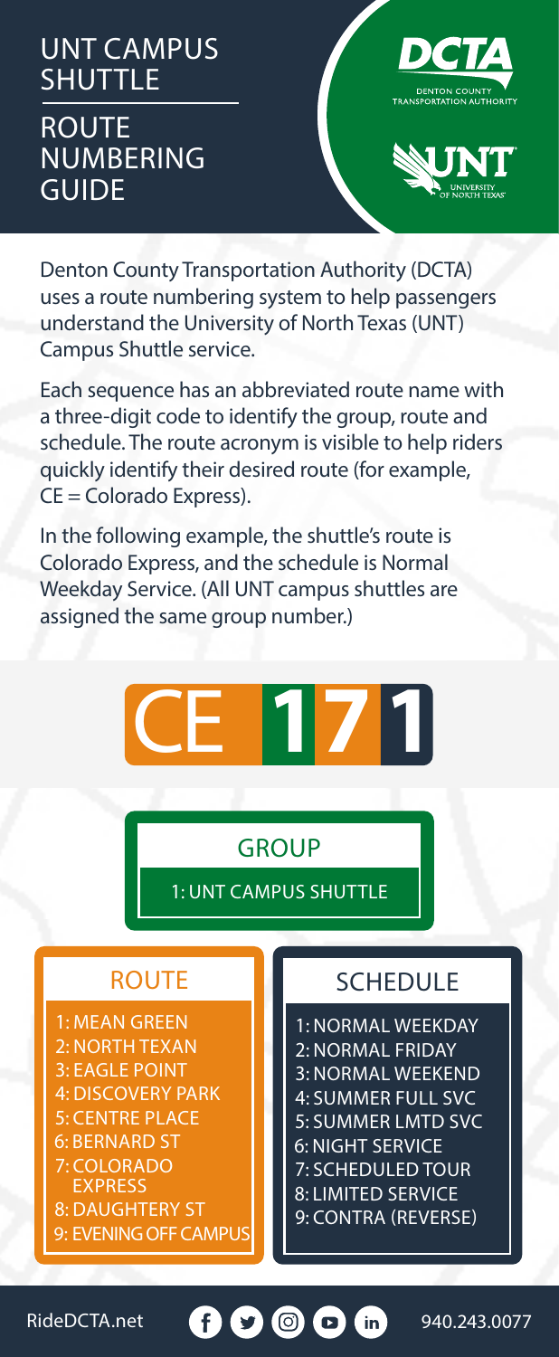# UNT CAMPUS SHUTTLE

## ROUTE NUMBERING GUIDE

DCTA
DENTON COUNTY TRANSPORTATION AUTHORITY

UNT
UNIVERSITY OF NORTH TEXAS

Denton County Transportation Authority (DCTA) uses a route numbering system to help passengers understand the University of North Texas (UNT) Campus Shuttle service.

Each sequence has an abbreviated route name with a three-digit code to identify the group, route and schedule. The route acronym is visible to help riders quickly identify their desired route (for example, CE = Colorado Express).

In the following example, the shuttle's route is Colorado Express, and the schedule is Normal Weekday Service. (All UNT campus shuttles are assigned the same group number.)

**CE 1 7 1**

### GROUP

1: UNT CAMPUS SHUTTLE

### ROUTE

1: MEAN GREEN
2: NORTH TEXAN
3: EAGLE POINT
4: DISCOVERY PARK
5: CENTRE PLACE
6: BERNARD ST
7: COLORADO EXPRESS
8: DAUGHTERY ST
9: EVENING OFF CAMPUS

### SCHEDULE

1: NORMAL WEEKDAY
2: NORMAL FRIDAY
3: NORMAL WEEKEND
4: SUMMER FULL SVC
5: SUMMER LMTD SVC
6: NIGHT SERVICE
7: SCHEDULED TOUR
8: LIMITED SERVICE
9: CONTRA (REVERSE)

RideDCTA.net 940.243.0077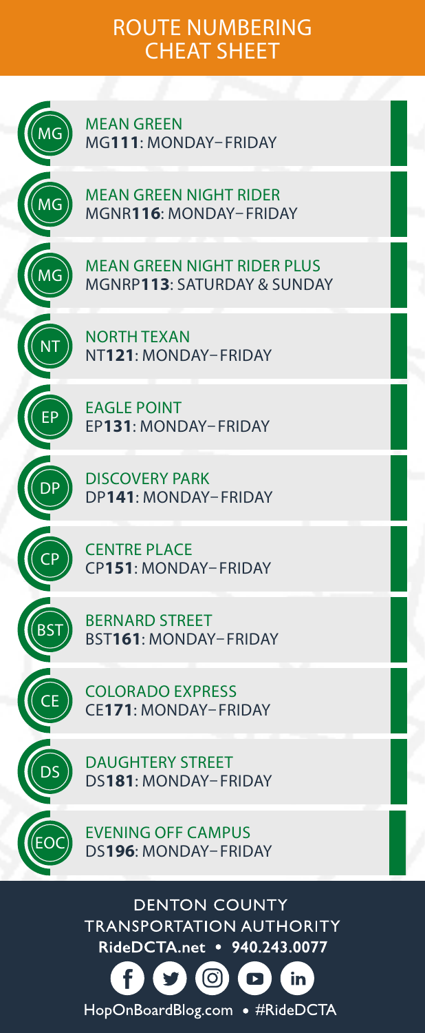# ROUTE NUMBERING CHEAT SHEET

MG — MEAN GREEN
MG**111**: MONDAY–FRIDAY

MG — MEAN GREEN NIGHT RIDER
MGNR**116**: MONDAY–FRIDAY

MG — MEAN GREEN NIGHT RIDER PLUS
MGNRP**113**: SATURDAY & SUNDAY

NT — NORTH TEXAN
NT**121**: MONDAY–FRIDAY

EP — EAGLE POINT
EP**131**: MONDAY–FRIDAY

DP — DISCOVERY PARK
DP**141**: MONDAY–FRIDAY

CP — CENTRE PLACE
CP**151**: MONDAY–FRIDAY

BST — BERNARD STREET
BST**161**: MONDAY–FRIDAY

CE — COLORADO EXPRESS
CE**171**: MONDAY–FRIDAY

DS — DAUGHTERY STREET
DS**181**: MONDAY–FRIDAY

EOC — EVENING OFF CAMPUS
DS**196**: MONDAY–FRIDAY

DENTON COUNTY TRANSPORTATION AUTHORITY

**RideDCTA.net • 940.243.0077**

HopOnBoardBlog.com • #RideDCTA